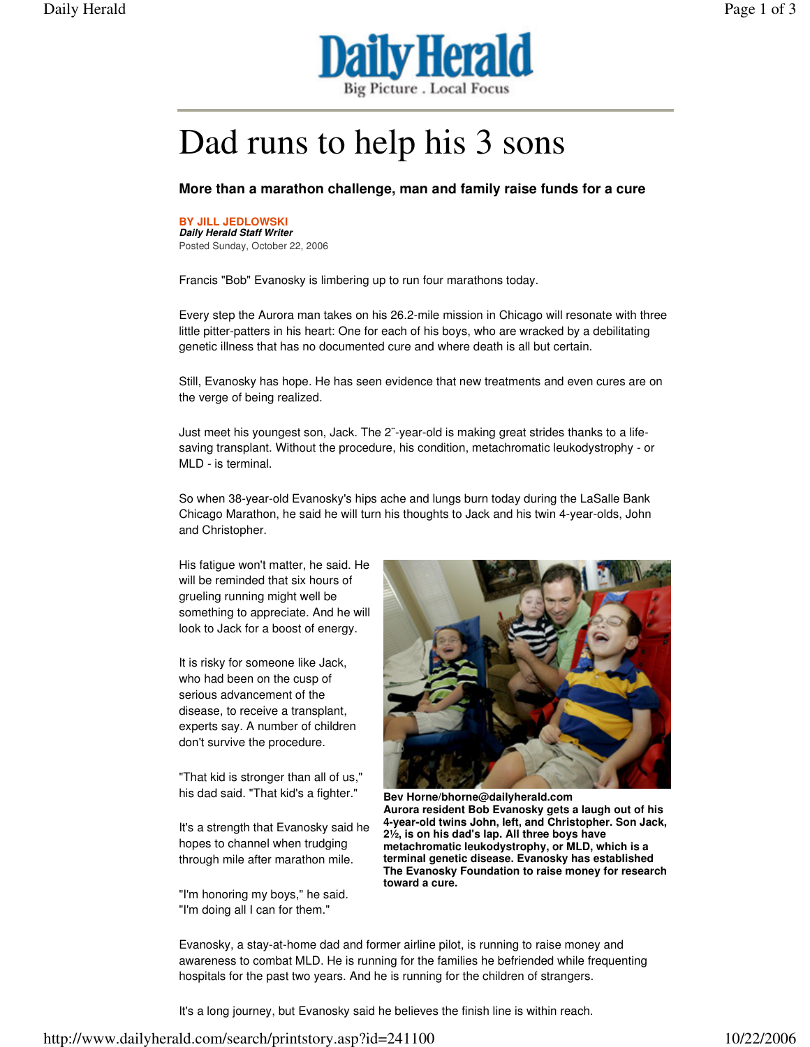# Dad runs to help his 3 sons

**More than a marathon challenge, man and family raise funds for a cure**

**BY JILL JEDLOWSKI**
***Daily Herald Staff Writer***
Posted Sunday, October 22, 2006

Francis "Bob" Evanosky is limbering up to run four marathons today.

Every step the Aurora man takes on his 26.2-mile mission in Chicago will resonate with three little pitter-patters in his heart: One for each of his boys, who are wracked by a debilitating genetic illness that has no documented cure and where death is all but certain.

Still, Evanosky has hope. He has seen evidence that new treatments and even cures are on the verge of being realized.

Just meet his youngest son, Jack. The 2¨-year-old is making great strides thanks to a life-saving transplant. Without the procedure, his condition, metachromatic leukodystrophy - or MLD - is terminal.

So when 38-year-old Evanosky's hips ache and lungs burn today during the LaSalle Bank Chicago Marathon, he said he will turn his thoughts to Jack and his twin 4-year-olds, John and Christopher.

His fatigue won't matter, he said. He will be reminded that six hours of grueling running might well be something to appreciate. And he will look to Jack for a boost of energy.

It is risky for someone like Jack, who had been on the cusp of serious advancement of the disease, to receive a transplant, experts say. A number of children don't survive the procedure.

"That kid is stronger than all of us," his dad said. "That kid's a fighter."

It's a strength that Evanosky said he hopes to channel when trudging through mile after marathon mile.

"I'm honoring my boys," he said. "I'm doing all I can for them."

**Bev Horne/bhorne@dailyherald.com**
**Aurora resident Bob Evanosky gets a laugh out of his 4-year-old twins John, left, and Christopher. Son Jack, 2½, is on his dad's lap. All three boys have metachromatic leukodystrophy, or MLD, which is a terminal genetic disease. Evanosky has established The Evanosky Foundation to raise money for research toward a cure.**

Evanosky, a stay-at-home dad and former airline pilot, is running to raise money and awareness to combat MLD. He is running for the families he befriended while frequenting hospitals for the past two years. And he is running for the children of strangers.

It's a long journey, but Evanosky said he believes the finish line is within reach.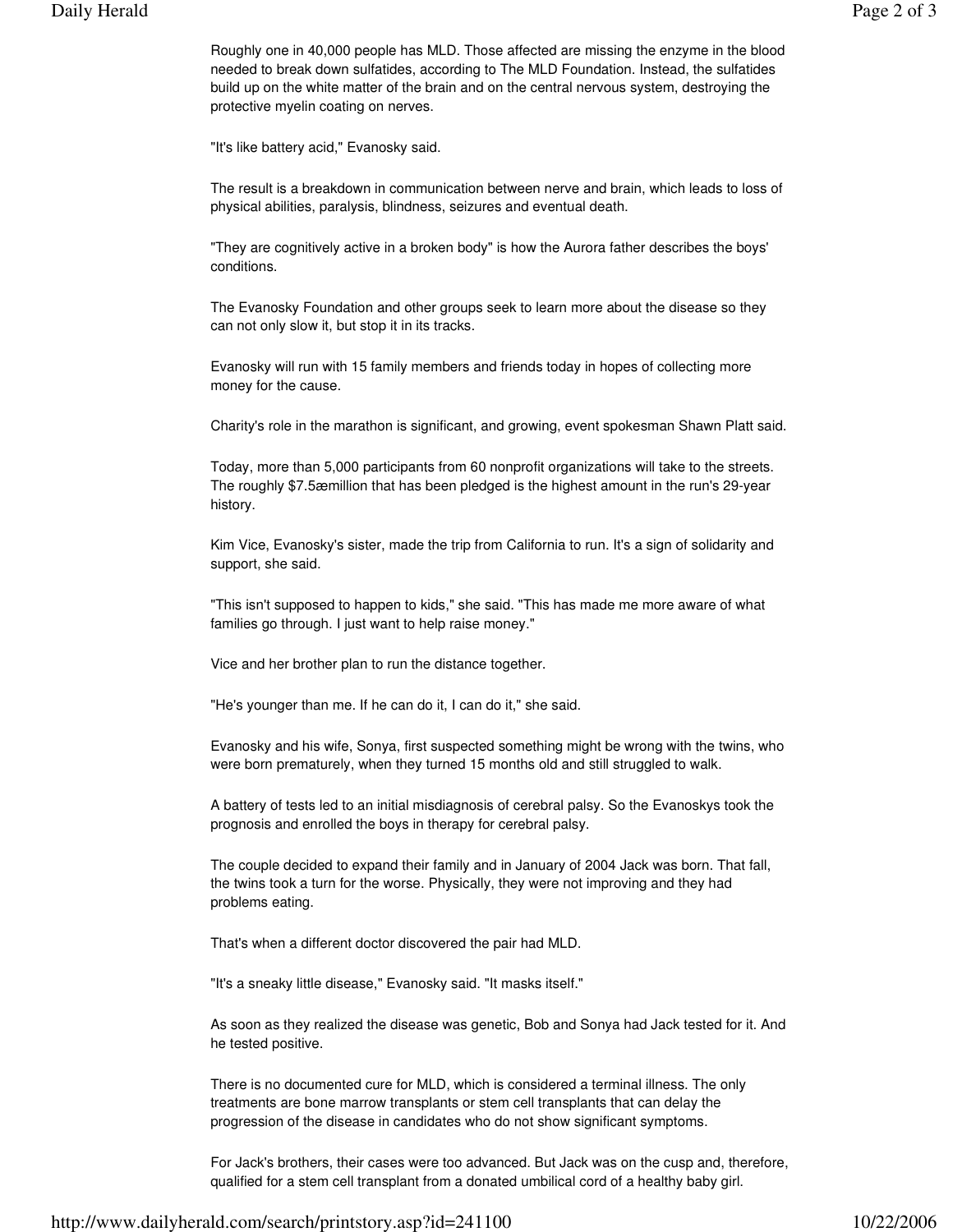Roughly one in 40,000 people has MLD. Those affected are missing the enzyme in the blood needed to break down sulfatides, according to The MLD Foundation. Instead, the sulfatides build up on the white matter of the brain and on the central nervous system, destroying the protective myelin coating on nerves.

"It's like battery acid," Evanosky said.

The result is a breakdown in communication between nerve and brain, which leads to loss of physical abilities, paralysis, blindness, seizures and eventual death.

"They are cognitively active in a broken body" is how the Aurora father describes the boys' conditions.

The Evanosky Foundation and other groups seek to learn more about the disease so they can not only slow it, but stop it in its tracks.

Evanosky will run with 15 family members and friends today in hopes of collecting more money for the cause.

Charity's role in the marathon is significant, and growing, event spokesman Shawn Platt said.

Today, more than 5,000 participants from 60 nonprofit organizations will take to the streets. The roughly $7.5æmillion that has been pledged is the highest amount in the run's 29-year history.

Kim Vice, Evanosky's sister, made the trip from California to run. It's a sign of solidarity and support, she said.

"This isn't supposed to happen to kids," she said. "This has made me more aware of what families go through. I just want to help raise money."

Vice and her brother plan to run the distance together.

"He's younger than me. If he can do it, I can do it," she said.

Evanosky and his wife, Sonya, first suspected something might be wrong with the twins, who were born prematurely, when they turned 15 months old and still struggled to walk.

A battery of tests led to an initial misdiagnosis of cerebral palsy. So the Evanoskys took the prognosis and enrolled the boys in therapy for cerebral palsy.

The couple decided to expand their family and in January of 2004 Jack was born. That fall, the twins took a turn for the worse. Physically, they were not improving and they had problems eating.

That's when a different doctor discovered the pair had MLD.

"It's a sneaky little disease," Evanosky said. "It masks itself."

As soon as they realized the disease was genetic, Bob and Sonya had Jack tested for it. And he tested positive.

There is no documented cure for MLD, which is considered a terminal illness. The only treatments are bone marrow transplants or stem cell transplants that can delay the progression of the disease in candidates who do not show significant symptoms.

For Jack's brothers, their cases were too advanced. But Jack was on the cusp and, therefore, qualified for a stem cell transplant from a donated umbilical cord of a healthy baby girl.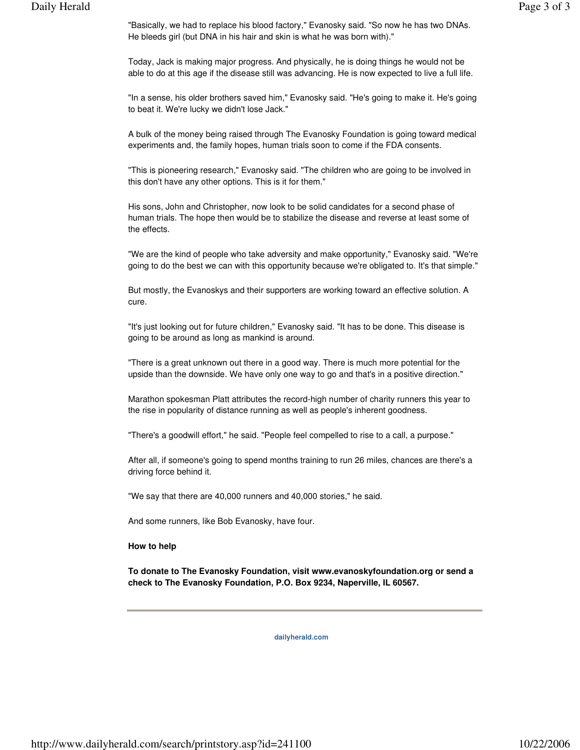"Basically, we had to replace his blood factory," Evanosky said. "So now he has two DNAs. He bleeds girl (but DNA in his hair and skin is what he was born with)."

Today, Jack is making major progress. And physically, he is doing things he would not be able to do at this age if the disease still was advancing. He is now expected to live a full life.

"In a sense, his older brothers saved him," Evanosky said. "He's going to make it. He's going to beat it. We're lucky we didn't lose Jack."

A bulk of the money being raised through The Evanosky Foundation is going toward medical experiments and, the family hopes, human trials soon to come if the FDA consents.

"This is pioneering research," Evanosky said. "The children who are going to be involved in this don't have any other options. This is it for them."

His sons, John and Christopher, now look to be solid candidates for a second phase of human trials. The hope then would be to stabilize the disease and reverse at least some of the effects.

"We are the kind of people who take adversity and make opportunity," Evanosky said. "We're going to do the best we can with this opportunity because we're obligated to. It's that simple."

But mostly, the Evanoskys and their supporters are working toward an effective solution. A cure.

"It's just looking out for future children," Evanosky said. "It has to be done. This disease is going to be around as long as mankind is around.

"There is a great unknown out there in a good way. There is much more potential for the upside than the downside. We have only one way to go and that's in a positive direction."

Marathon spokesman Platt attributes the record-high number of charity runners this year to the rise in popularity of distance running as well as people's inherent goodness.

"There's a goodwill effort," he said. "People feel compelled to rise to a call, a purpose."

After all, if someone's going to spend months training to run 26 miles, chances are there's a driving force behind it.

"We say that there are 40,000 runners and 40,000 stories," he said.

And some runners, like Bob Evanosky, have four.

**How to help**

**To donate to The Evanosky Foundation, visit www.evanoskyfoundation.org or send a check to The Evanosky Foundation, P.O. Box 9234, Naperville, IL 60567.**

---

dailyherald.com